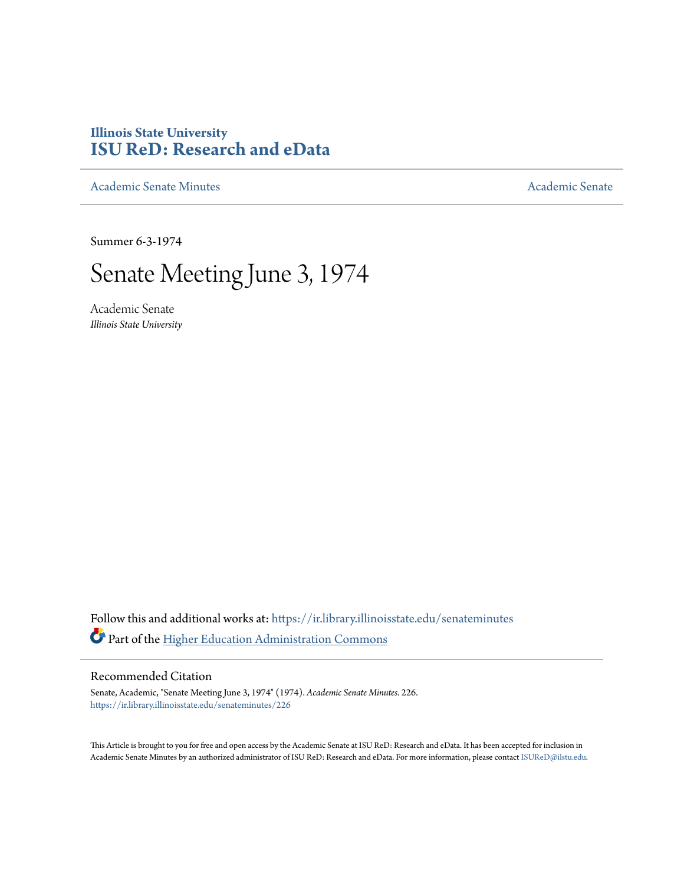# Illinois State University
# ISU ReD: Research and eData

Academic Senate Minutes

Academic Senate

Summer 6-3-1974

# Senate Meeting June 3, 1974

Academic Senate
*Illinois State University*

Follow this and additional works at: https://ir.library.illinoisstate.edu/senateminutes

Part of the Higher Education Administration Commons

## Recommended Citation

Senate, Academic, "Senate Meeting June 3, 1974" (1974). *Academic Senate Minutes*. 226.
https://ir.library.illinoisstate.edu/senateminutes/226

This Article is brought to you for free and open access by the Academic Senate at ISU ReD: Research and eData. It has been accepted for inclusion in Academic Senate Minutes by an authorized administrator of ISU ReD: Research and eData. For more information, please contact ISUReD@ilstu.edu.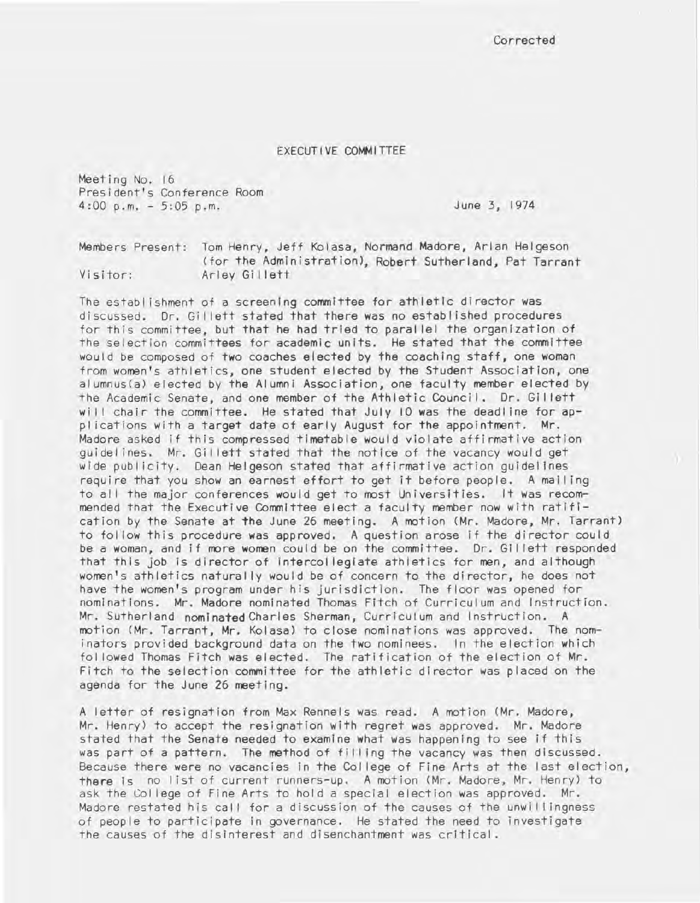Corrected

# EXECUTIVE COMMITTEE

Meeting No. 16
President's Conference Room
4:00 p.m. - 5:05 p.m.

June 3, 1974

Members Present: Tom Henry, Jeff Kolasa, Normand Madore, Arlan Helgeson (for the Administration), Robert Sutherland, Pat Tarrant
Visitor: Arley Gillett

The establishment of a screening committee for athletic director was discussed. Dr. Gillett stated that there was no established procedures for this committee, but that he had tried to parallel the organization of the selection committees for academic units. He stated that the committee would be composed of two coaches elected by the coaching staff, one woman from women's athletics, one student elected by the Student Association, one alumnus(a) elected by the Alumni Association, one faculty member elected by the Academic Senate, and one member of the Athletic Council. Dr. Gillett will chair the committee. He stated that July 10 was the deadline for applications with a target date of early August for the appointment. Mr. Madore asked if this compressed timetable would violate affirmative action guidelines. Mr. Gillett stated that the notice of the vacancy would get wide publicity. Dean Helgeson stated that affirmative action guidelines require that you show an earnest effort to get it before people. A mailing to all the major conferences would get to most Universities. It was recommended that the Executive Committee elect a faculty member now with ratification by the Senate at the June 26 meeting. A motion (Mr. Madore, Mr. Tarrant) to follow this procedure was approved. A question arose if the director could be a woman, and if more women could be on the committee. Dr. Gillett responded that this job is director of intercollegiate athletics for men, and although women's athletics naturally would be of concern to the director, he does not have the women's program under his jurisdiction. The floor was opened for nominations. Mr. Madore nominated Thomas Fitch of Curriculum and Instruction. Mr. Sutherland nominated Charles Sherman, Curriculum and Instruction. A motion (Mr. Tarrant, Mr. Kolasa) to close nominations was approved. The nominators provided background data on the two nominees. In the election which followed Thomas Fitch was elected. The ratification of the election of Mr. Fitch to the selection committee for the athletic director was placed on the agenda for the June 26 meeting.

A letter of resignation from Max Rennels was read. A motion (Mr. Madore, Mr. Henry) to accept the resignation with regret was approved. Mr. Madore stated that the Senate needed to examine what was happening to see if this was part of a pattern. The method of filling the vacancy was then discussed. Because there were no vacancies in the College of Fine Arts at the last election, there is no list of current runners-up. A motion (Mr. Madore, Mr. Henry) to ask the College of Fine Arts to hold a special election was approved. Mr. Madore restated his call for a discussion of the causes of the unwillingness of people to participate in governance. He stated the need to investigate the causes of the disinterest and disenchantment was critical.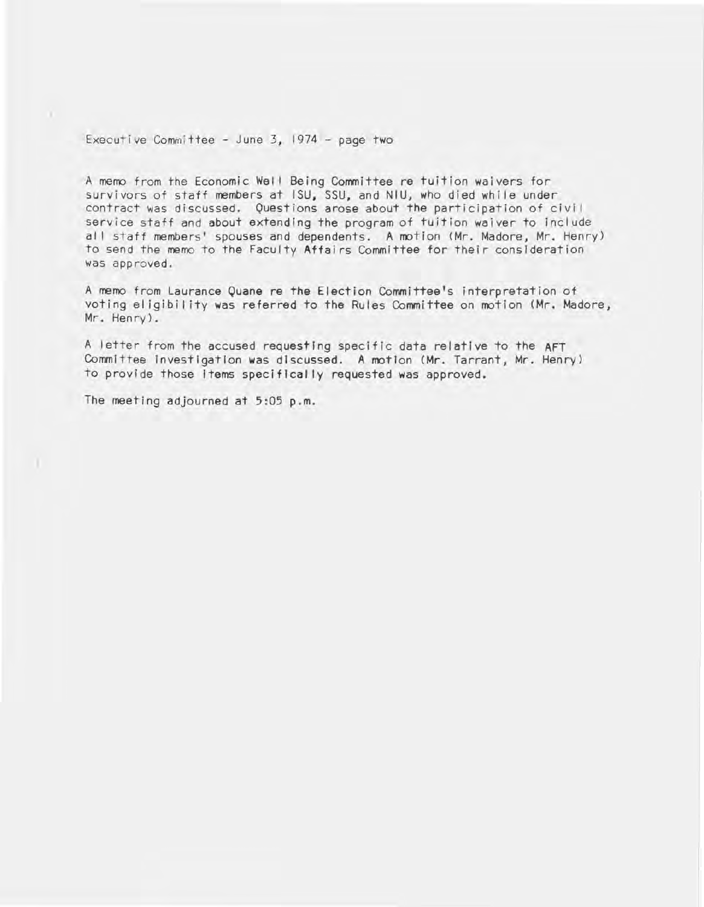Executive Committee - June 3, 1974 - page two

A memo from the Economic Well Being Committee re tuition waivers for survivors of staff members at ISU, SSU, and NIU, who died while under contract was discussed. Questions arose about the participation of civil service staff and about extending the program of tuition waiver to include all staff members' spouses and dependents. A motion (Mr. Madore, Mr. Henry) to send the memo to the Faculty Affairs Committee for their consideration was approved.

A memo from Laurance Quane re the Election Committee's interpretation of voting eligibility was referred to the Rules Committee on motion (Mr. Madore, Mr. Henry).

A letter from the accused requesting specific data relative to the AFT Committee investigation was discussed. A motion (Mr. Tarrant, Mr. Henry) to provide those items specifically requested was approved.

The meeting adjourned at 5:05 p.m.